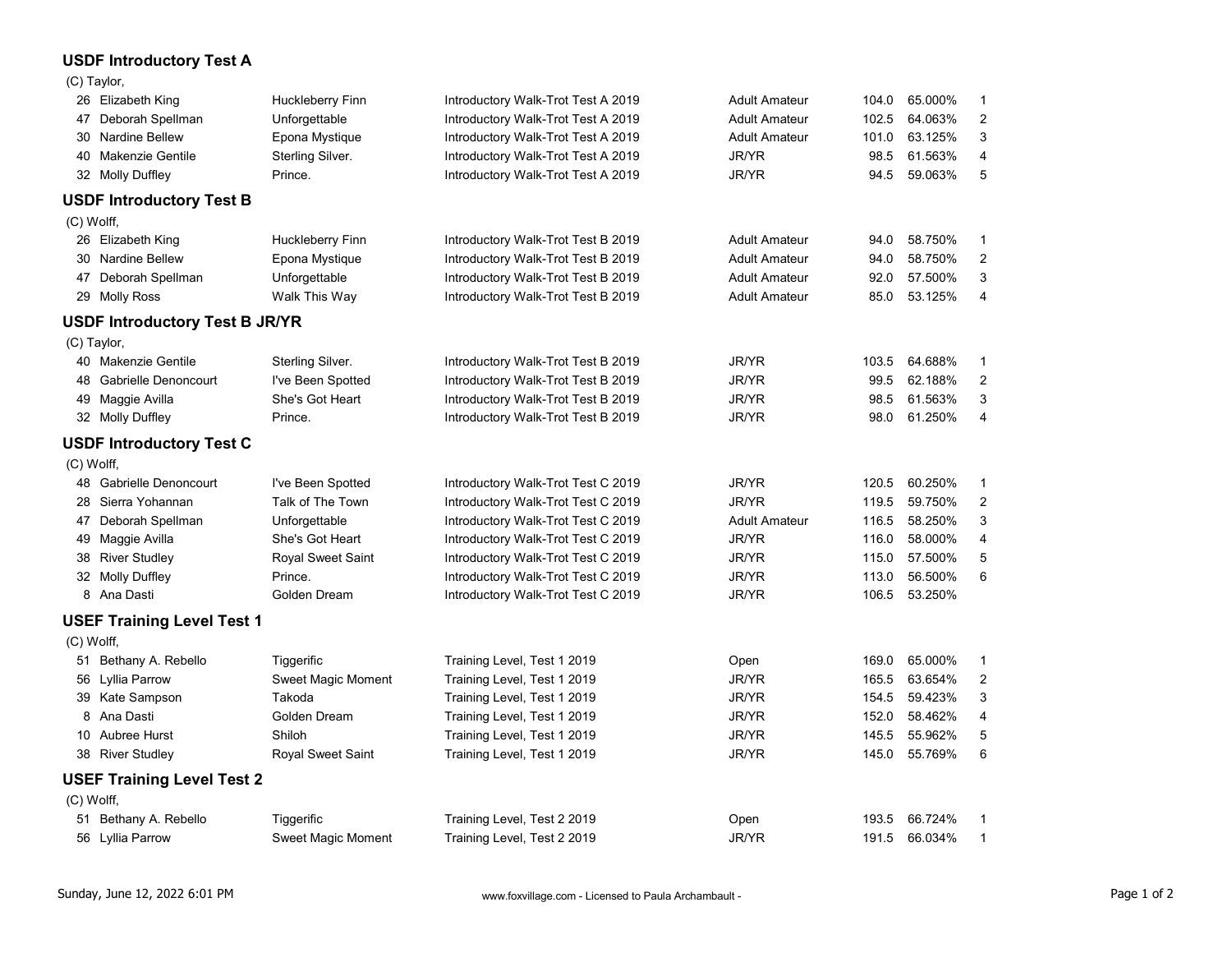## USDF Introductory Test A

(C) Taylor,

| No. | Rider | Horse | Test | Division | Score | Percent | Place |
|---|---|---|---|---|---|---|---|
| 26 | Elizabeth King | Huckleberry Finn | Introductory Walk-Trot Test A 2019 | Adult Amateur | 104.0 | 65.000% | 1 |
| 47 | Deborah Spellman | Unforgettable | Introductory Walk-Trot Test A 2019 | Adult Amateur | 102.5 | 64.063% | 2 |
| 30 | Nardine Bellew | Epona Mystique | Introductory Walk-Trot Test A 2019 | Adult Amateur | 101.0 | 63.125% | 3 |
| 40 | Makenzie Gentile | Sterling Silver. | Introductory Walk-Trot Test A 2019 | JR/YR | 98.5 | 61.563% | 4 |
| 32 | Molly Duffley | Prince. | Introductory Walk-Trot Test A 2019 | JR/YR | 94.5 | 59.063% | 5 |

## USDF Introductory Test B

(C) Wolff,

| No. | Rider | Horse | Test | Division | Score | Percent | Place |
|---|---|---|---|---|---|---|---|
| 26 | Elizabeth King | Huckleberry Finn | Introductory Walk-Trot Test B 2019 | Adult Amateur | 94.0 | 58.750% | 1 |
| 30 | Nardine Bellew | Epona Mystique | Introductory Walk-Trot Test B 2019 | Adult Amateur | 94.0 | 58.750% | 2 |
| 47 | Deborah Spellman | Unforgettable | Introductory Walk-Trot Test B 2019 | Adult Amateur | 92.0 | 57.500% | 3 |
| 29 | Molly Ross | Walk This Way | Introductory Walk-Trot Test B 2019 | Adult Amateur | 85.0 | 53.125% | 4 |

## USDF Introductory Test B JR/YR

(C) Taylor,

| No. | Rider | Horse | Test | Division | Score | Percent | Place |
|---|---|---|---|---|---|---|---|
| 40 | Makenzie Gentile | Sterling Silver. | Introductory Walk-Trot Test B 2019 | JR/YR | 103.5 | 64.688% | 1 |
| 48 | Gabrielle Denoncourt | I've Been Spotted | Introductory Walk-Trot Test B 2019 | JR/YR | 99.5 | 62.188% | 2 |
| 49 | Maggie Avilla | She's Got Heart | Introductory Walk-Trot Test B 2019 | JR/YR | 98.5 | 61.563% | 3 |
| 32 | Molly Duffley | Prince. | Introductory Walk-Trot Test B 2019 | JR/YR | 98.0 | 61.250% | 4 |

## USDF Introductory Test C

(C) Wolff,

| No. | Rider | Horse | Test | Division | Score | Percent | Place |
|---|---|---|---|---|---|---|---|
| 48 | Gabrielle Denoncourt | I've Been Spotted | Introductory Walk-Trot Test C 2019 | JR/YR | 120.5 | 60.250% | 1 |
| 28 | Sierra Yohannan | Talk of The Town | Introductory Walk-Trot Test C 2019 | JR/YR | 119.5 | 59.750% | 2 |
| 47 | Deborah Spellman | Unforgettable | Introductory Walk-Trot Test C 2019 | Adult Amateur | 116.5 | 58.250% | 3 |
| 49 | Maggie Avilla | She's Got Heart | Introductory Walk-Trot Test C 2019 | JR/YR | 116.0 | 58.000% | 4 |
| 38 | River Studley | Royal Sweet Saint | Introductory Walk-Trot Test C 2019 | JR/YR | 115.0 | 57.500% | 5 |
| 32 | Molly Duffley | Prince. | Introductory Walk-Trot Test C 2019 | JR/YR | 113.0 | 56.500% | 6 |
| 8 | Ana Dasti | Golden Dream | Introductory Walk-Trot Test C 2019 | JR/YR | 106.5 | 53.250% | |

## USEF Training Level Test 1

(C) Wolff,

| No. | Rider | Horse | Test | Division | Score | Percent | Place |
|---|---|---|---|---|---|---|---|
| 51 | Bethany A. Rebello | Tiggerific | Training Level, Test 1 2019 | Open | 169.0 | 65.000% | 1 |
| 56 | Lyllia Parrow | Sweet Magic Moment | Training Level, Test 1 2019 | JR/YR | 165.5 | 63.654% | 2 |
| 39 | Kate Sampson | Takoda | Training Level, Test 1 2019 | JR/YR | 154.5 | 59.423% | 3 |
| 8 | Ana Dasti | Golden Dream | Training Level, Test 1 2019 | JR/YR | 152.0 | 58.462% | 4 |
| 10 | Aubree Hurst | Shiloh | Training Level, Test 1 2019 | JR/YR | 145.5 | 55.962% | 5 |
| 38 | River Studley | Royal Sweet Saint | Training Level, Test 1 2019 | JR/YR | 145.0 | 55.769% | 6 |

## USEF Training Level Test 2

(C) Wolff,

| No. | Rider | Horse | Test | Division | Score | Percent | Place |
|---|---|---|---|---|---|---|---|
| 51 | Bethany A. Rebello | Tiggerific | Training Level, Test 2 2019 | Open | 193.5 | 66.724% | 1 |
| 56 | Lyllia Parrow | Sweet Magic Moment | Training Level, Test 2 2019 | JR/YR | 191.5 | 66.034% | 1 |

Sunday, June 12, 2022 6:01 PM

www.foxvillage.com - Licensed to Paula Archambault -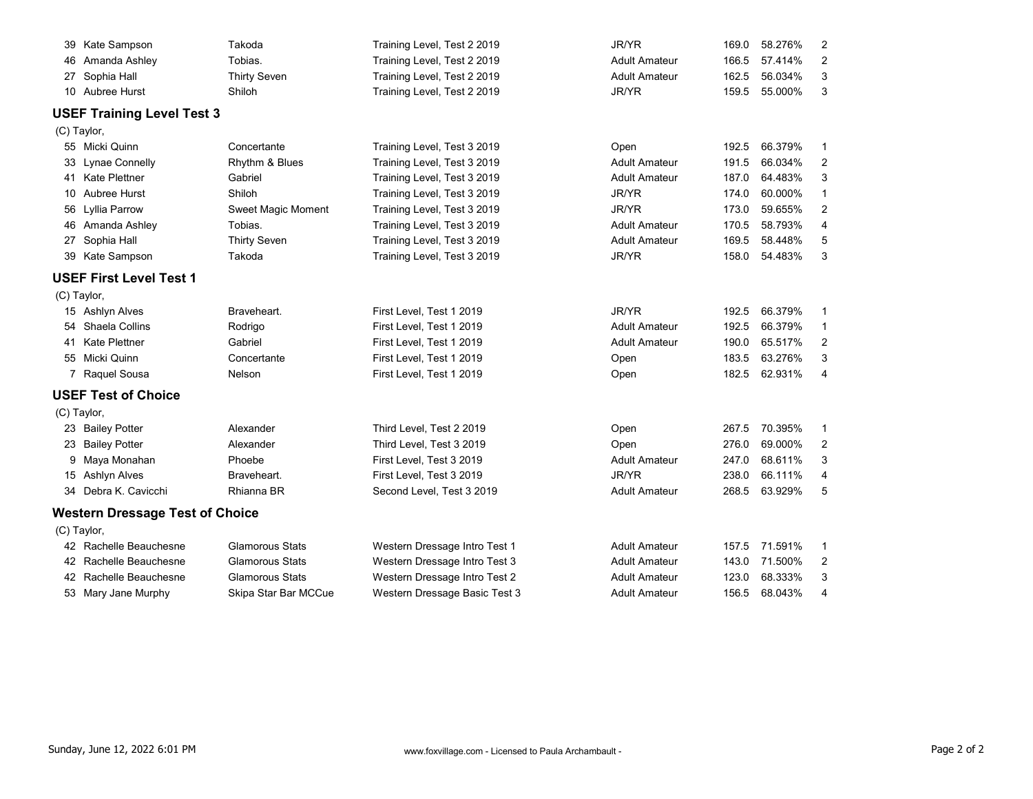| | | | | | | | |
|---|---|---|---|---|---|---|---|
| 39 | Kate Sampson | Takoda | Training Level, Test 2 2019 | JR/YR | 169.0 | 58.276% | 2 |
| 46 | Amanda Ashley | Tobias. | Training Level, Test 2 2019 | Adult Amateur | 166.5 | 57.414% | 2 |
| 27 | Sophia Hall | Thirty Seven | Training Level, Test 2 2019 | Adult Amateur | 162.5 | 56.034% | 3 |
| 10 | Aubree Hurst | Shiloh | Training Level, Test 2 2019 | JR/YR | 159.5 | 55.000% | 3 |

## USEF Training Level Test 3

(C) Taylor,

| | | | | | | | |
|---|---|---|---|---|---|---|---|
| 55 | Micki Quinn | Concertante | Training Level, Test 3 2019 | Open | 192.5 | 66.379% | 1 |
| 33 | Lynae Connelly | Rhythm & Blues | Training Level, Test 3 2019 | Adult Amateur | 191.5 | 66.034% | 2 |
| 41 | Kate Plettner | Gabriel | Training Level, Test 3 2019 | Adult Amateur | 187.0 | 64.483% | 3 |
| 10 | Aubree Hurst | Shiloh | Training Level, Test 3 2019 | JR/YR | 174.0 | 60.000% | 1 |
| 56 | Lyllia Parrow | Sweet Magic Moment | Training Level, Test 3 2019 | JR/YR | 173.0 | 59.655% | 2 |
| 46 | Amanda Ashley | Tobias. | Training Level, Test 3 2019 | Adult Amateur | 170.5 | 58.793% | 4 |
| 27 | Sophia Hall | Thirty Seven | Training Level, Test 3 2019 | Adult Amateur | 169.5 | 58.448% | 5 |
| 39 | Kate Sampson | Takoda | Training Level, Test 3 2019 | JR/YR | 158.0 | 54.483% | 3 |

## USEF First Level Test 1

(C) Taylor,

| | | | | | | | |
|---|---|---|---|---|---|---|---|
| 15 | Ashlyn Alves | Braveheart. | First Level, Test 1 2019 | JR/YR | 192.5 | 66.379% | 1 |
| 54 | Shaela Collins | Rodrigo | First Level, Test 1 2019 | Adult Amateur | 192.5 | 66.379% | 1 |
| 41 | Kate Plettner | Gabriel | First Level, Test 1 2019 | Adult Amateur | 190.0 | 65.517% | 2 |
| 55 | Micki Quinn | Concertante | First Level, Test 1 2019 | Open | 183.5 | 63.276% | 3 |
| 7 | Raquel Sousa | Nelson | First Level, Test 1 2019 | Open | 182.5 | 62.931% | 4 |

## USEF Test of Choice

(C) Taylor,

| | | | | | | | |
|---|---|---|---|---|---|---|---|
| 23 | Bailey Potter | Alexander | Third Level, Test 2 2019 | Open | 267.5 | 70.395% | 1 |
| 23 | Bailey Potter | Alexander | Third Level, Test 3 2019 | Open | 276.0 | 69.000% | 2 |
| 9 | Maya Monahan | Phoebe | First Level, Test 3 2019 | Adult Amateur | 247.0 | 68.611% | 3 |
| 15 | Ashlyn Alves | Braveheart. | First Level, Test 3 2019 | JR/YR | 238.0 | 66.111% | 4 |
| 34 | Debra K. Cavicchi | Rhianna BR | Second Level, Test 3 2019 | Adult Amateur | 268.5 | 63.929% | 5 |

## Western Dressage Test of Choice

(C) Taylor,

| | | | | | | | |
|---|---|---|---|---|---|---|---|
| 42 | Rachelle Beauchesne | Glamorous Stats | Western Dressage Intro Test 1 | Adult Amateur | 157.5 | 71.591% | 1 |
| 42 | Rachelle Beauchesne | Glamorous Stats | Western Dressage Intro Test 3 | Adult Amateur | 143.0 | 71.500% | 2 |
| 42 | Rachelle Beauchesne | Glamorous Stats | Western Dressage Intro Test 2 | Adult Amateur | 123.0 | 68.333% | 3 |
| 53 | Mary Jane Murphy | Skipa Star Bar MCCue | Western Dressage Basic Test 3 | Adult Amateur | 156.5 | 68.043% | 4 |